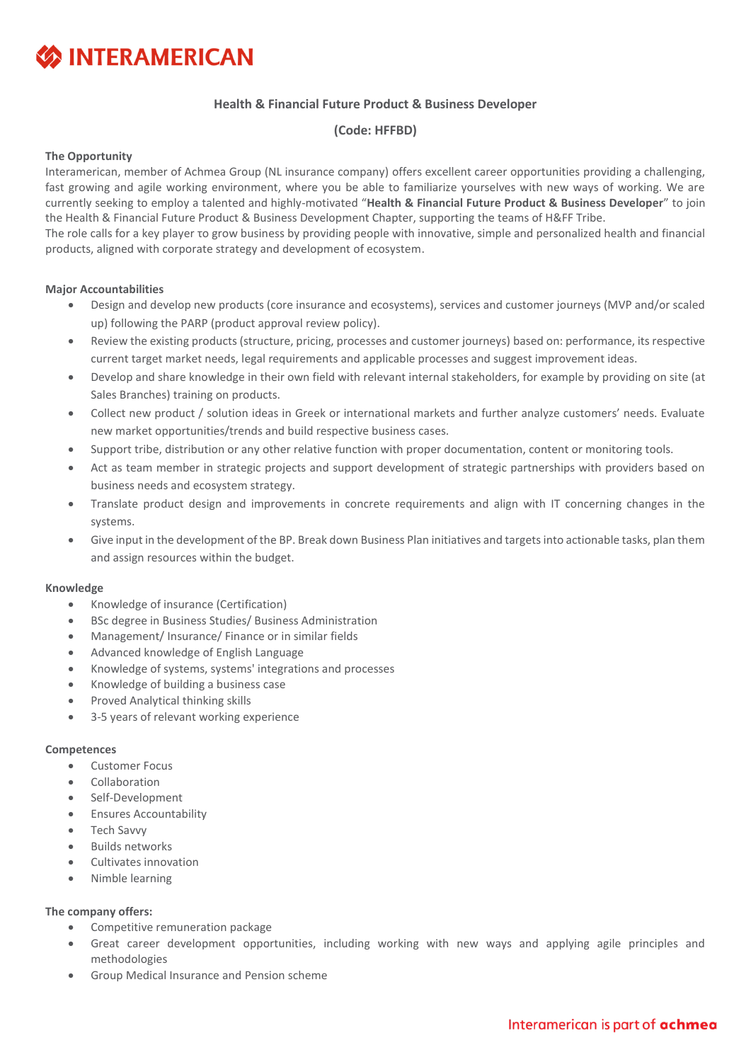# INTERAMERICAN

## Health & Financial Future Product & Business Developer

## (Code: HFFBD)

### The Opportunity

Interamerican, member of Achmea Group (NL insurance company) offers excellent career opportunities providing a challenging, fast growing and agile working environment, where you be able to familiarize yourselves with new ways of working. We are currently seeking to employ a talented and highly-motivated "**Health & Financial Future Product & Business Developer**" to join the Health & Financial Future Product & Business Development Chapter, supporting the teams of H&FF Tribe.

The role calls for a key player τo grow business by providing people with innovative, simple and personalized health and financial products, aligned with corporate strategy and development of ecosystem.

### Major Accountabilities

- Design and develop new products (core insurance and ecosystems), services and customer journeys (MVP and/or scaled up) following the PARP (product approval review policy).
- Review the existing products (structure, pricing, processes and customer journeys) based on: performance, its respective current target market needs, legal requirements and applicable processes and suggest improvement ideas.
- Develop and share knowledge in their own field with relevant internal stakeholders, for example by providing on site (at Sales Branches) training on products.
- Collect new product / solution ideas in Greek or international markets and further analyze customers' needs. Evaluate new market opportunities/trends and build respective business cases.
- Support tribe, distribution or any other relative function with proper documentation, content or monitoring tools.
- Act as team member in strategic projects and support development of strategic partnerships with providers based on business needs and ecosystem strategy.
- Translate product design and improvements in concrete requirements and align with IT concerning changes in the systems.
- Give input in the development of the BP. Break down Business Plan initiatives and targets into actionable tasks, plan them and assign resources within the budget.

### Knowledge

- Knowledge of insurance (Certification)
- BSc degree in Business Studies/ Business Administration
- Management/ Insurance/ Finance or in similar fields
- Advanced knowledge of English Language
- Knowledge of systems, systems' integrations and processes
- Knowledge of building a business case
- Proved Analytical thinking skills
- 3-5 years of relevant working experience

### Competences

- Customer Focus
- Collaboration
- Self-Development
- Ensures Accountability
- Tech Savvy
- Builds networks
- Cultivates innovation
- Nimble learning

### The company offers:

- Competitive remuneration package
- Great career development opportunities, including working with new ways and applying agile principles and methodologies
- Group Medical Insurance and Pension scheme

Interamerican is part of **achmea**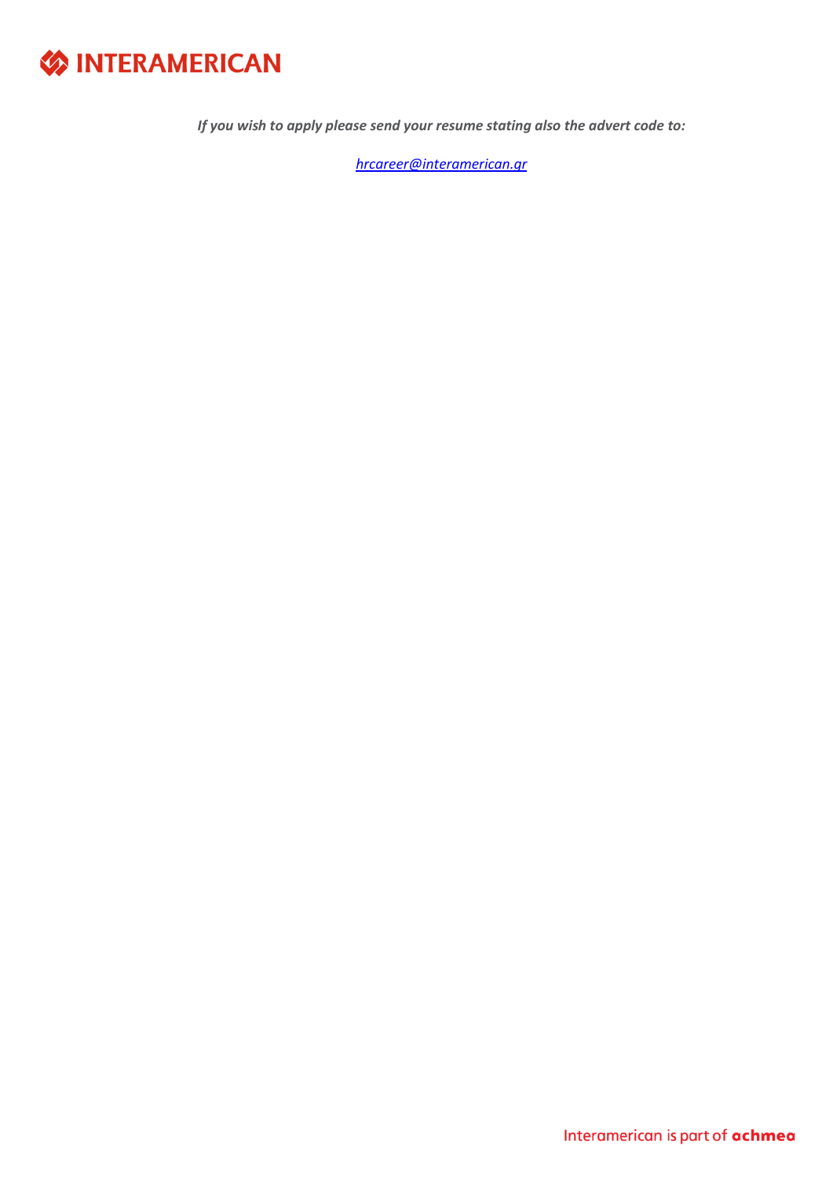*If you wish to apply please send your resume stating also the advert code to:*

*[hrcareer@interamerican.gr](mailto:hrcareer@interamerican.gr)*